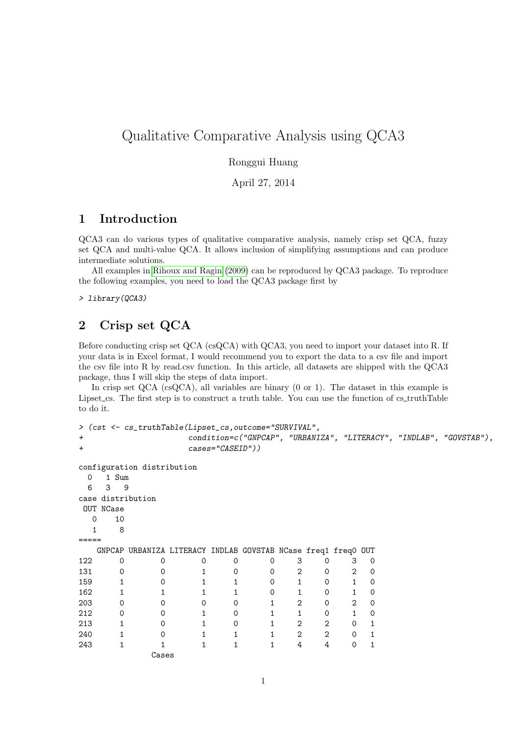# Qualitative Comparative Analysis using QCA3

Ronggui Huang

April 27, 2014

## 1 Introduction

QCA3 can do various types of qualitative comparative analysis, namely crisp set QCA, fuzzy set QCA and multi-value QCA. It allows inclusion of simplifying assumptions and can produce intermediate solutions.

All examples in Rihoux and Ragin (2009) can be reproduced by QCA3 package. To reproduce the following examples, you need to load the QCA3 package first by

```
> library(QCA3)
```

## 2 Crisp set QCA

Before conducting crisp set QCA (csQCA) with QCA3, you need to import your dataset into R. If your data is in Excel format, I would recommend you to export the data to a csv file and import the csv file into R by read.csv function. In this article, all datasets are shipped with the QCA3 package, thus I will skip the steps of data import.

In crisp set QCA (csQCA), all variables are binary (0 or 1). The dataset in this example is Lipset_cs. The first step is to construct a truth table. You can use the function of cs_truthTable to do it.

```
> (cst <- cs_truthTable(Lipset_cs,outcome="SURVIVAL",
+                       condition=c("GNPCAP", "URBANIZA", "LITERACY", "INDLAB", "GOVSTAB"),
+                       cases="CASEID"))

configuration distribution
  0   1 Sum
  6   3   9
case distribution
 OUT NCase
   0    10
   1     8
=====
    GNPCAP URBANIZA LITERACY INDLAB GOVSTAB NCase freq1 freq0 OUT
122      0        0        0      0       0     3     0     3   0
131      0        0        1      0       0     2     0     2   0
159      1        0        1      1       0     1     0     1   0
162      1        1        1      1       0     1     0     1   0
203      0        0        0      0       1     2     0     2   0
212      0        0        1      0       1     1     0     1   0
213      1        0        1      0       1     2     2     0   1
240      1        0        1      1       1     2     2     0   1
243      1        1        1      1       1     4     4     0   1
               Cases
```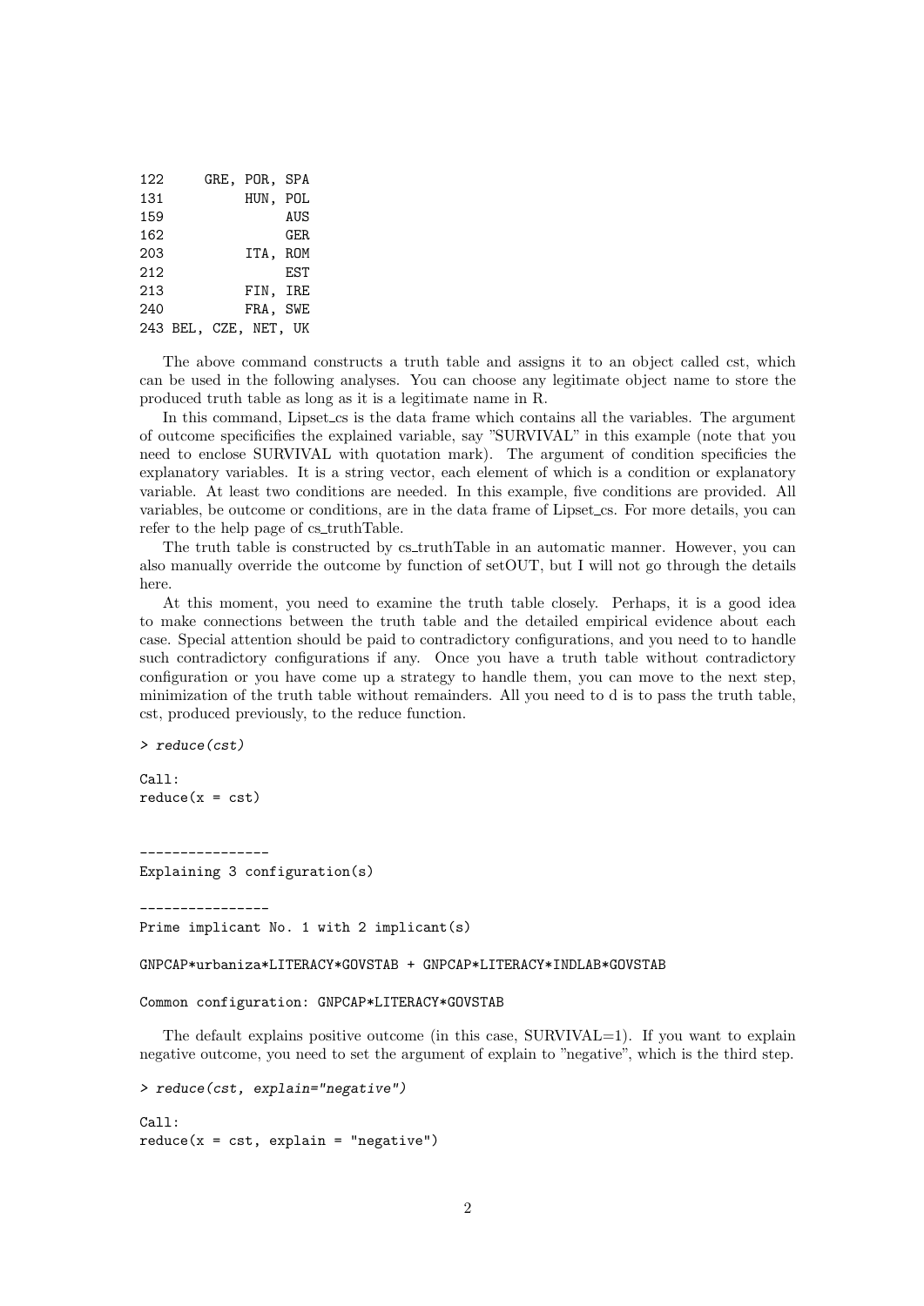```
122     GRE, POR, SPA
131          HUN, POL
159               AUS
162               GER
203          ITA, ROM
212               EST
213          FIN, IRE
240          FRA, SWE
243 BEL, CZE, NET, UK
```

The above command constructs a truth table and assigns it to an object called cst, which can be used in the following analyses. You can choose any legitimate object name to store the produced truth table as long as it is a legitimate name in R.

In this command, Lipset_cs is the data frame which contains all the variables. The argument of outcome specificifies the explained variable, say "SURVIVAL" in this example (note that you need to enclose SURVIVAL with quotation mark). The argument of condition specificies the explanatory variables. It is a string vector, each element of which is a condition or explanatory variable. At least two conditions are needed. In this example, five conditions are provided. All variables, be outcome or conditions, are in the data frame of Lipset_cs. For more details, you can refer to the help page of cs_truthTable.

The truth table is constructed by cs_truthTable in an automatic manner. However, you can also manually override the outcome by function of setOUT, but I will not go through the details here.

At this moment, you need to examine the truth table closely. Perhaps, it is a good idea to make connections between the truth table and the detailed empirical evidence about each case. Special attention should be paid to contradictory configurations, and you need to to handle such contradictory configurations if any. Once you have a truth table without contradictory configuration or you have come up a strategy to handle them, you can move to the next step, minimization of the truth table without remainders. All you need to d is to pass the truth table, cst, produced previously, to the reduce function.

```
> reduce(cst)

Call:
reduce(x = cst)


----------------
Explaining 3 configuration(s)

----------------
Prime implicant No. 1 with 2 implicant(s)

GNPCAP*urbaniza*LITERACY*GOVSTAB + GNPCAP*LITERACY*INDLAB*GOVSTAB

Common configuration: GNPCAP*LITERACY*GOVSTAB
```

The default explains positive outcome (in this case, SURVIVAL=1). If you want to explain negative outcome, you need to set the argument of explain to "negative", which is the third step.

```
> reduce(cst, explain="negative")

Call:
reduce(x = cst, explain = "negative")
```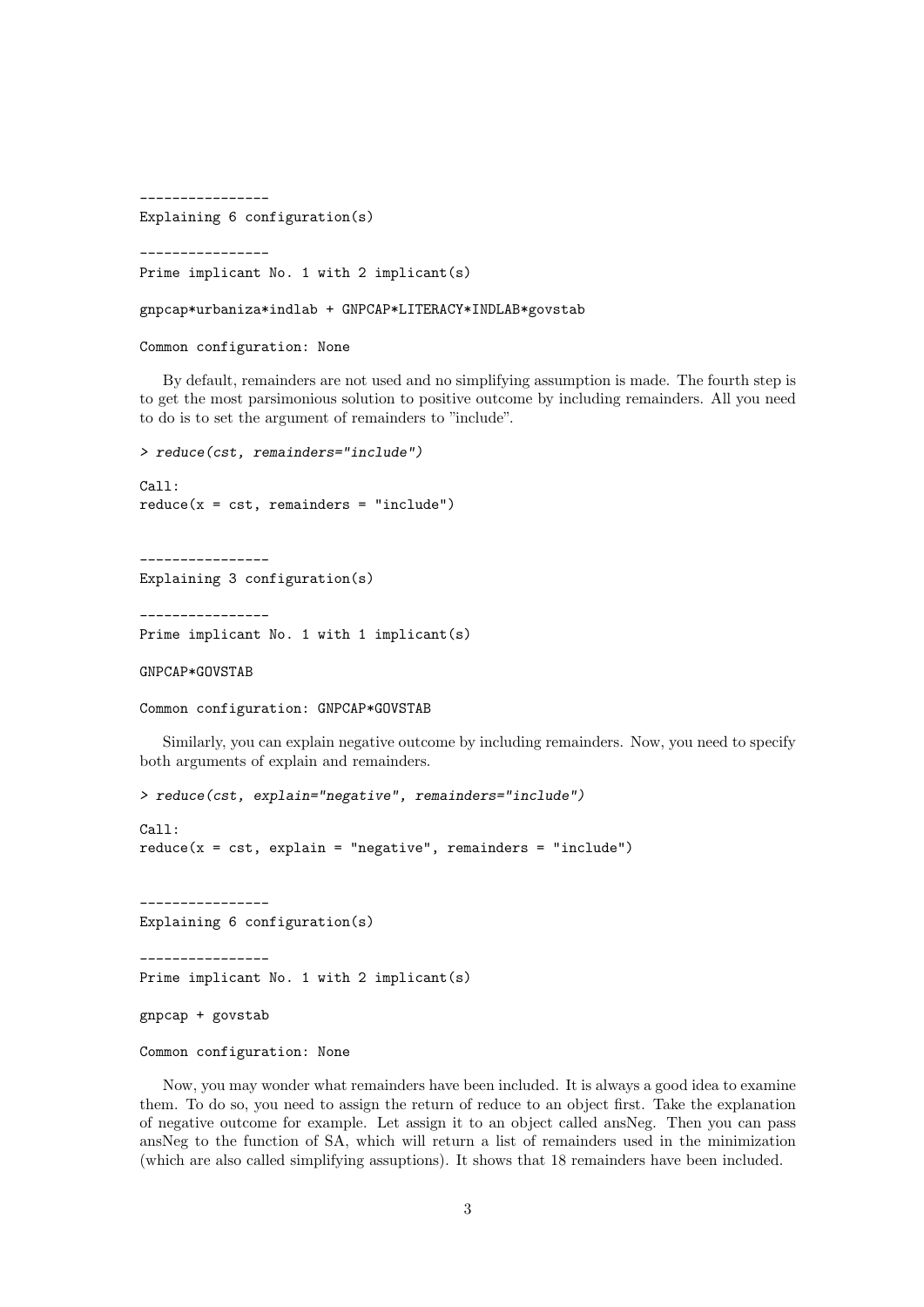```
----------------
Explaining 6 configuration(s)

----------------
Prime implicant No. 1 with 2 implicant(s)

gnpcap*urbaniza*indlab + GNPCAP*LITERACY*INDLAB*govstab

Common configuration: None
```

By default, remainders are not used and no simplifying assumption is made. The fourth step is to get the most parsimonious solution to positive outcome by including remainders. All you need to do is to set the argument of remainders to "include".

```
> reduce(cst, remainders="include")

Call:
reduce(x = cst, remainders = "include")


----------------
Explaining 3 configuration(s)

----------------
Prime implicant No. 1 with 1 implicant(s)

GNPCAP*GOVSTAB

Common configuration: GNPCAP*GOVSTAB
```

Similarly, you can explain negative outcome by including remainders. Now, you need to specify both arguments of explain and remainders.

```
> reduce(cst, explain="negative", remainders="include")

Call:
reduce(x = cst, explain = "negative", remainders = "include")


----------------
Explaining 6 configuration(s)

----------------
Prime implicant No. 1 with 2 implicant(s)

gnpcap + govstab

Common configuration: None
```

Now, you may wonder what remainders have been included. It is always a good idea to examine them. To do so, you need to assign the return of reduce to an object first. Take the explanation of negative outcome for example. Let assign it to an object called ansNeg. Then you can pass ansNeg to the function of SA, which will return a list of remainders used in the minimization (which are also called simplifying assuptions). It shows that 18 remainders have been included.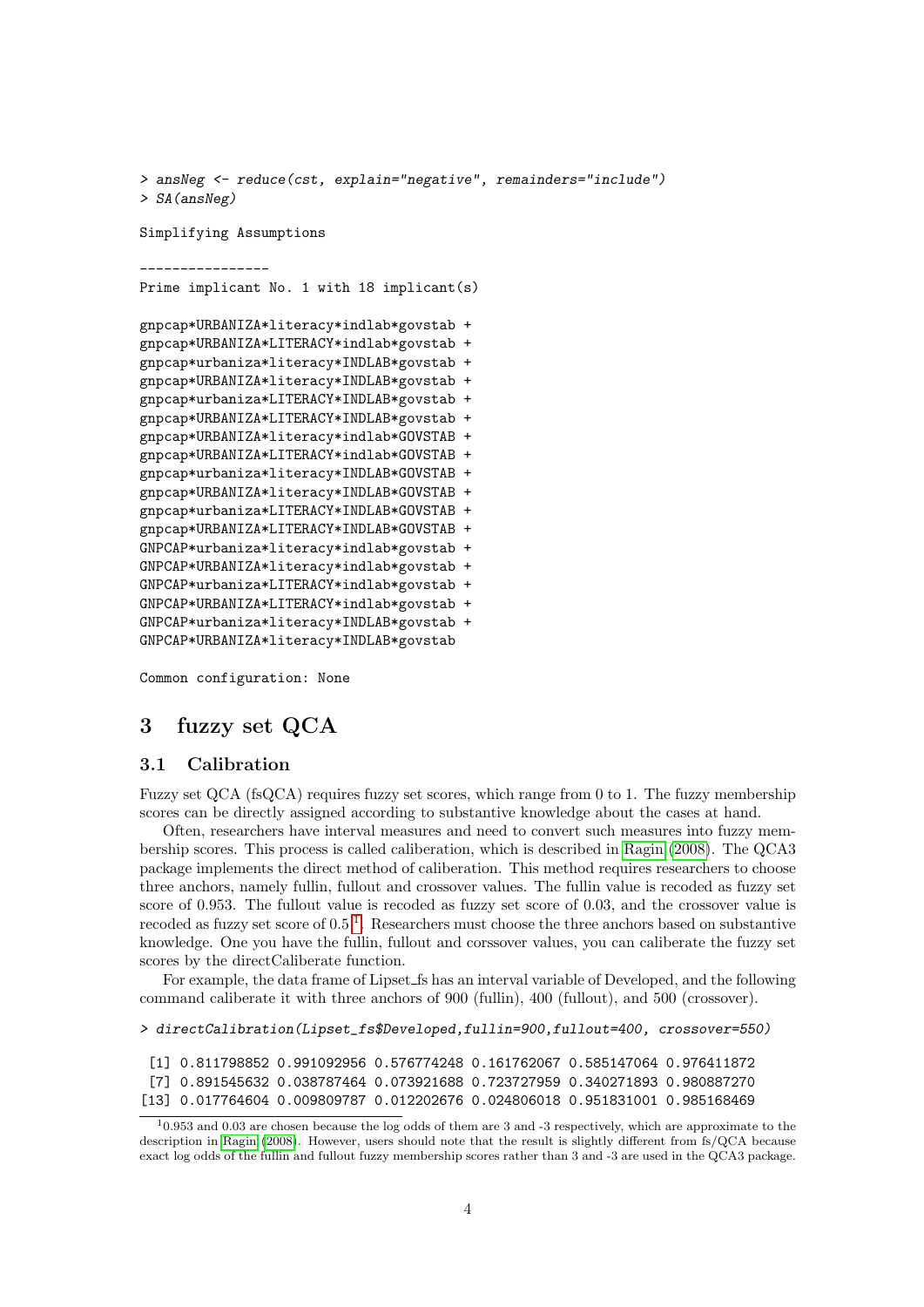```
> ansNeg <- reduce(cst, explain="negative", remainders="include")
> SA(ansNeg)

Simplifying Assumptions

----------------
Prime implicant No. 1 with 18 implicant(s)

gnpcap*URBANIZA*literacy*indlab*govstab +
gnpcap*URBANIZA*LITERACY*indlab*govstab +
gnpcap*urbaniza*literacy*INDLAB*govstab +
gnpcap*URBANIZA*literacy*INDLAB*govstab +
gnpcap*urbaniza*LITERACY*INDLAB*govstab +
gnpcap*URBANIZA*LITERACY*INDLAB*govstab +
gnpcap*URBANIZA*literacy*indlab*GOVSTAB +
gnpcap*URBANIZA*LITERACY*indlab*GOVSTAB +
gnpcap*urbaniza*literacy*INDLAB*GOVSTAB +
gnpcap*URBANIZA*literacy*INDLAB*GOVSTAB +
gnpcap*urbaniza*LITERACY*INDLAB*GOVSTAB +
gnpcap*URBANIZA*LITERACY*INDLAB*GOVSTAB +
GNPCAP*urbaniza*literacy*indlab*govstab +
GNPCAP*URBANIZA*literacy*indlab*govstab +
GNPCAP*urbaniza*LITERACY*indlab*govstab +
GNPCAP*URBANIZA*LITERACY*indlab*govstab +
GNPCAP*urbaniza*literacy*INDLAB*govstab +
GNPCAP*URBANIZA*literacy*INDLAB*govstab

Common configuration: None
```

## 3 fuzzy set QCA

### 3.1 Calibration

Fuzzy set QCA (fsQCA) requires fuzzy set scores, which range from 0 to 1. The fuzzy membership scores can be directly assigned according to substantive knowledge about the cases at hand.

Often, researchers have interval measures and need to convert such measures into fuzzy membership scores. This process is called caliberation, which is described in Ragin (2008). The QCA3 package implements the direct method of caliberation. This method requires researchers to choose three anchors, namely fullin, fullout and crossover values. The fullin value is recoded as fuzzy set score of 0.953. The fullout value is recoded as fuzzy set score of 0.03, and the crossover value is recoded as fuzzy set score of 0.5 [1]. Researchers must choose the three anchors based on substantive knowledge. One you have the fullin, fullout and corssover values, you can caliberate the fuzzy set scores by the directCaliberate function.

For example, the data frame of Lipset_fs has an interval variable of Developed, and the following command caliberate it with three anchors of 900 (fullin), 400 (fullout), and 500 (crossover).

```
> directCalibration(Lipset_fs$Developed,fullin=900,fullout=400, crossover=550)

 [1] 0.811798852 0.991092956 0.576774248 0.161762067 0.585147064 0.976411872
 [7] 0.891545632 0.038787464 0.073921688 0.723727959 0.340271893 0.980887270
[13] 0.017764604 0.009809787 0.012202676 0.024806018 0.951831001 0.985168469
```

[1] 0.953 and 0.03 are chosen because the log odds of them are 3 and -3 respectively, which are approximate to the description in Ragin (2008). However, users should note that the result is slightly different from fs/QCA because exact log odds of the fullin and fullout fuzzy membership scores rather than 3 and -3 are used in the QCA3 package.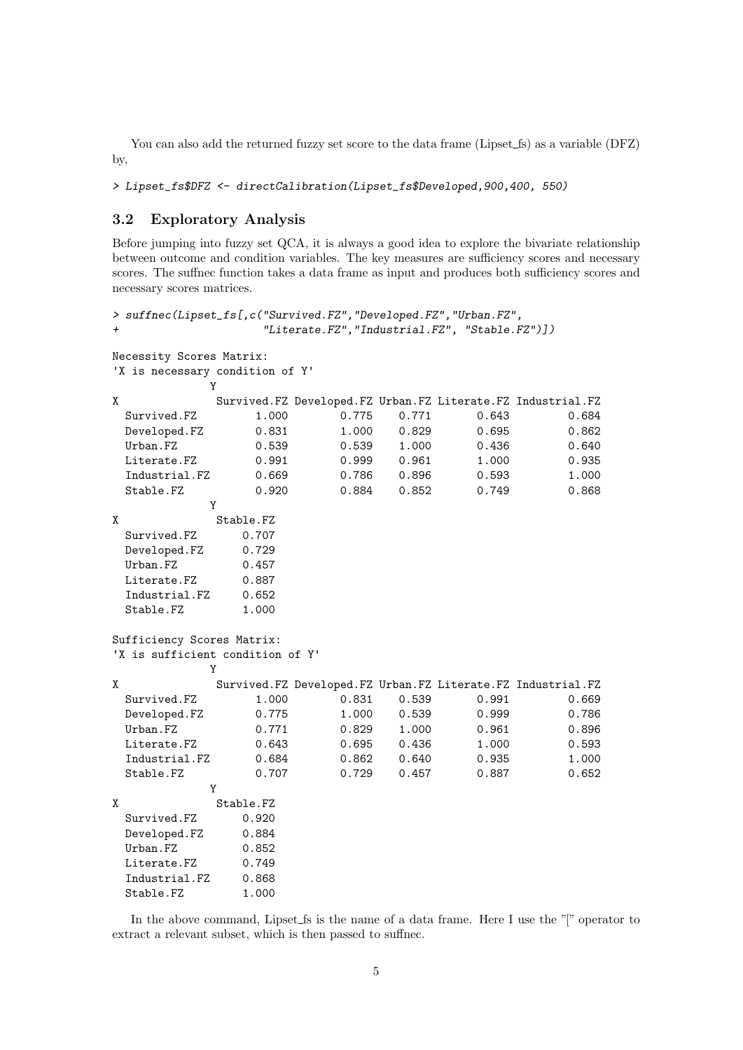You can also add the returned fuzzy set score to the data frame (Lipset_fs) as a variable (DFZ) by,

```
> Lipset_fs$DFZ <- directCalibration(Lipset_fs$Developed,900,400, 550)
```

## 3.2 Exploratory Analysis

Before jumping into fuzzy set QCA, it is always a good idea to explore the bivariate relationship between outcome and condition variables. The key measures are sufficiency scores and necessary scores. The suffnec function takes a data frame as input and produces both sufficiency scores and necessary scores matrices.

```
> suffnec(Lipset_fs[,c("Survived.FZ","Developed.FZ","Urban.FZ",
+                     "Literate.FZ","Industrial.FZ", "Stable.FZ")])

Necessity Scores Matrix:
'X is necessary condition of Y'
              Y
X               Survived.FZ Developed.FZ Urban.FZ Literate.FZ Industrial.FZ
  Survived.FZ         1.000        0.775    0.771       0.643         0.684
  Developed.FZ        0.831        1.000    0.829       0.695         0.862
  Urban.FZ            0.539        0.539    1.000       0.436         0.640
  Literate.FZ         0.991        0.999    0.961       1.000         0.935
  Industrial.FZ       0.669        0.786    0.896       0.593         1.000
  Stable.FZ           0.920        0.884    0.852       0.749         0.868
              Y
X               Stable.FZ
  Survived.FZ       0.707
  Developed.FZ      0.729
  Urban.FZ          0.457
  Literate.FZ       0.887
  Industrial.FZ     0.652
  Stable.FZ         1.000

Sufficiency Scores Matrix:
'X is sufficient condition of Y'
              Y
X               Survived.FZ Developed.FZ Urban.FZ Literate.FZ Industrial.FZ
  Survived.FZ         1.000        0.831    0.539       0.991         0.669
  Developed.FZ        0.775        1.000    0.539       0.999         0.786
  Urban.FZ            0.771        0.829    1.000       0.961         0.896
  Literate.FZ         0.643        0.695    0.436       1.000         0.593
  Industrial.FZ       0.684        0.862    0.640       0.935         1.000
  Stable.FZ           0.707        0.729    0.457       0.887         0.652
              Y
X               Stable.FZ
  Survived.FZ       0.920
  Developed.FZ      0.884
  Urban.FZ          0.852
  Literate.FZ       0.749
  Industrial.FZ     0.868
  Stable.FZ         1.000
```

In the above command, Lipset_fs is the name of a data frame. Here I use the "[" operator to extract a relevant subset, which is then passed to suffnec.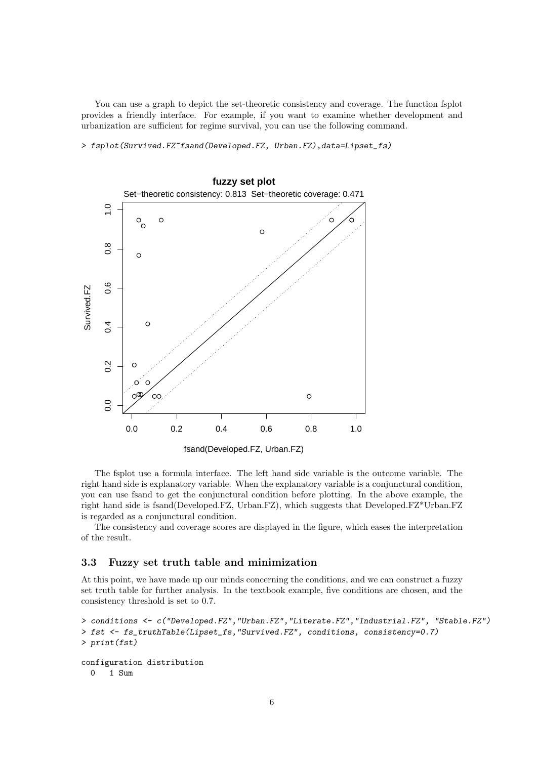You can use a graph to depict the set-theoretic consistency and coverage. The function fsplot provides a friendly interface. For example, if you want to examine whether development and urbanization are sufficient for regime survival, you can use the following command.

```
> fsplot(Survived.FZ~fsand(Developed.FZ, Urban.FZ),data=Lipset_fs)
```

The fsplot use a formula interface. The left hand side variable is the outcome variable. The right hand side is explanatory variable. When the explanatory variable is a conjunctural condition, you can use fsand to get the conjunctural condition before plotting. In the above example, the right hand side is fsand(Developed.FZ, Urban.FZ), which suggests that Developed.FZ*Urban.FZ is regarded as a conjunctural condition.

The consistency and coverage scores are displayed in the figure, which eases the interpretation of the result.

### 3.3 Fuzzy set truth table and minimization

At this point, we have made up our minds concerning the conditions, and we can construct a fuzzy set truth table for further analysis. In the textbook example, five conditions are chosen, and the consistency threshold is set to 0.7.

```
> conditions <- c("Developed.FZ","Urban.FZ","Literate.FZ","Industrial.FZ", "Stable.FZ")
> fst <- fs_truthTable(Lipset_fs,"Survived.FZ", conditions, consistency=0.7)
> print(fst)

configuration distribution
  0   1 Sum
```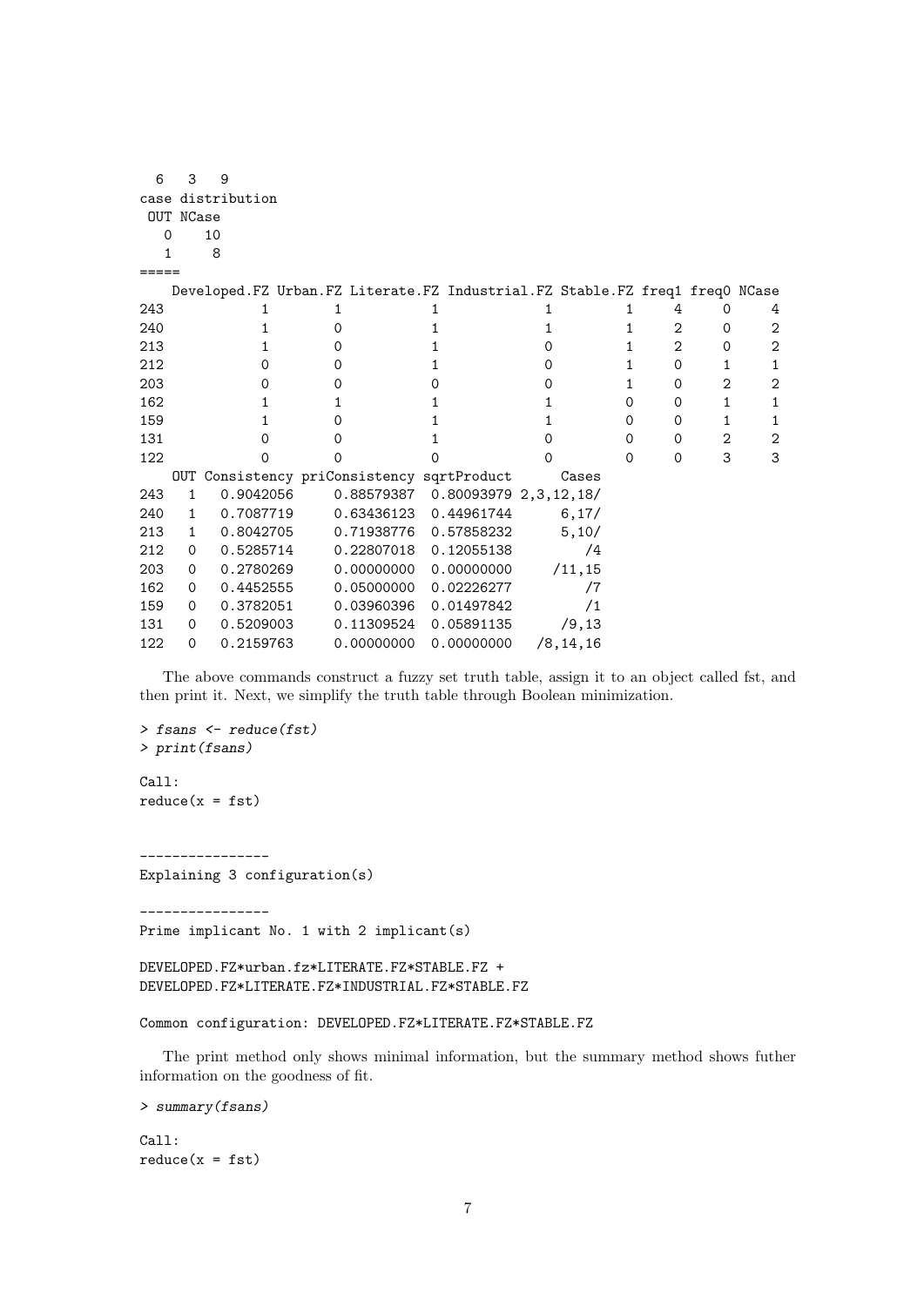```
  6   3   9
case distribution
 OUT NCase
   0    10
   1     8
=====
    Developed.FZ Urban.FZ Literate.FZ Industrial.FZ Stable.FZ freq1 freq0 NCase
243            1        1           1             1         1     4     0     4
240            1        0           1             1         1     2     0     2
213            1        0           1             0         1     2     0     2
212            0        0           1             0         1     0     1     1
203            0        0           0             0         1     0     2     2
162            1        1           1             1         0     0     1     1
159            1        0           1             1         0     0     1     1
131            0        0           1             0         0     0     2     2
122            0        0           0             0         0     0     3     3
    OUT Consistency priConsistency sqrtProduct       Cases
243   1   0.9042056     0.88579387  0.80093979 2,3,12,18/
240   1   0.7087719     0.63436123  0.44961744      6,17/
213   1   0.8042705     0.71938776  0.57858232      5,10/
212   0   0.5285714     0.22807018  0.12055138         /4
203   0   0.2780269     0.00000000  0.00000000     /11,15
162   0   0.4452555     0.05000000  0.02226277         /7
159   0   0.3782051     0.03960396  0.01497842         /1
131   0   0.5209003     0.11309524  0.05891135      /9,13
122   0   0.2159763     0.00000000  0.00000000   /8,14,16
```

The above commands construct a fuzzy set truth table, assign it to an object called fst, and then print it. Next, we simplify the truth table through Boolean minimization.

```
> fsans <- reduce(fst)
> print(fsans)

Call:
reduce(x = fst)


----------------
Explaining 3 configuration(s)

----------------
Prime implicant No. 1 with 2 implicant(s)

DEVELOPED.FZ*urban.fz*LITERATE.FZ*STABLE.FZ +
DEVELOPED.FZ*LITERATE.FZ*INDUSTRIAL.FZ*STABLE.FZ

Common configuration: DEVELOPED.FZ*LITERATE.FZ*STABLE.FZ
```

The print method only shows minimal information, but the summary method shows futher information on the goodness of fit.

```
> summary(fsans)

Call:
reduce(x = fst)
```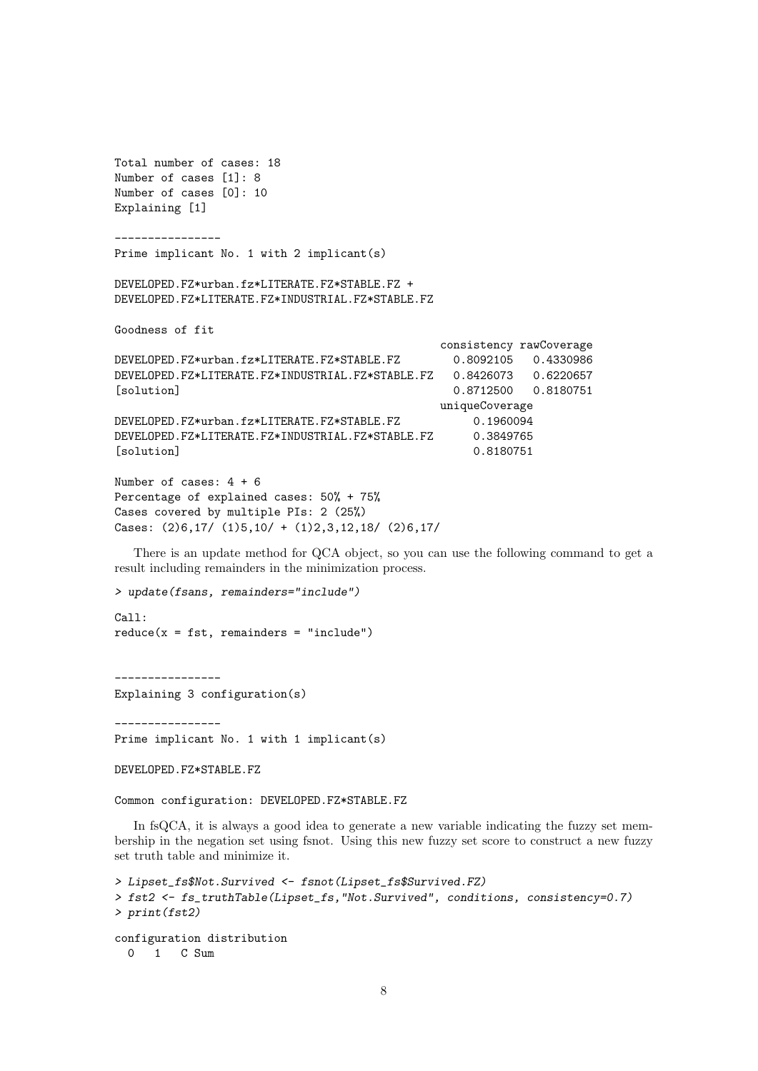```
Total number of cases: 18
Number of cases [1]: 8
Number of cases [0]: 10
Explaining [1]

----------------
Prime implicant No. 1 with 2 implicant(s)

DEVELOPED.FZ*urban.fz*LITERATE.FZ*STABLE.FZ +
DEVELOPED.FZ*LITERATE.FZ*INDUSTRIAL.FZ*STABLE.FZ

Goodness of fit
                                                consistency rawCoverage
DEVELOPED.FZ*urban.fz*LITERATE.FZ*STABLE.FZ       0.8092105   0.4330986
DEVELOPED.FZ*LITERATE.FZ*INDUSTRIAL.FZ*STABLE.FZ  0.8426073   0.6220657
[solution]                                        0.8712500   0.8180751
                                                uniqueCoverage
DEVELOPED.FZ*urban.fz*LITERATE.FZ*STABLE.FZ          0.1960094
DEVELOPED.FZ*LITERATE.FZ*INDUSTRIAL.FZ*STABLE.FZ     0.3849765
[solution]                                           0.8180751

Number of cases: 4 + 6
Percentage of explained cases: 50% + 75%
Cases covered by multiple PIs: 2 (25%)
Cases: (2)6,17/ (1)5,10/ + (1)2,3,12,18/ (2)6,17/
```

There is an update method for QCA object, so you can use the following command to get a result including remainders in the minimization process.

```
> update(fsans, remainders="include")

Call:
reduce(x = fst, remainders = "include")


----------------
Explaining 3 configuration(s)

----------------
Prime implicant No. 1 with 1 implicant(s)

DEVELOPED.FZ*STABLE.FZ

Common configuration: DEVELOPED.FZ*STABLE.FZ
```

In fsQCA, it is always a good idea to generate a new variable indicating the fuzzy set membership in the negation set using fsnot. Using this new fuzzy set score to construct a new fuzzy set truth table and minimize it.

```
> Lipset_fs$Not.Survived <- fsnot(Lipset_fs$Survived.FZ)
> fst2 <- fs_truthTable(Lipset_fs,"Not.Survived", conditions, consistency=0.7)
> print(fst2)

configuration distribution
  0   1   C Sum
```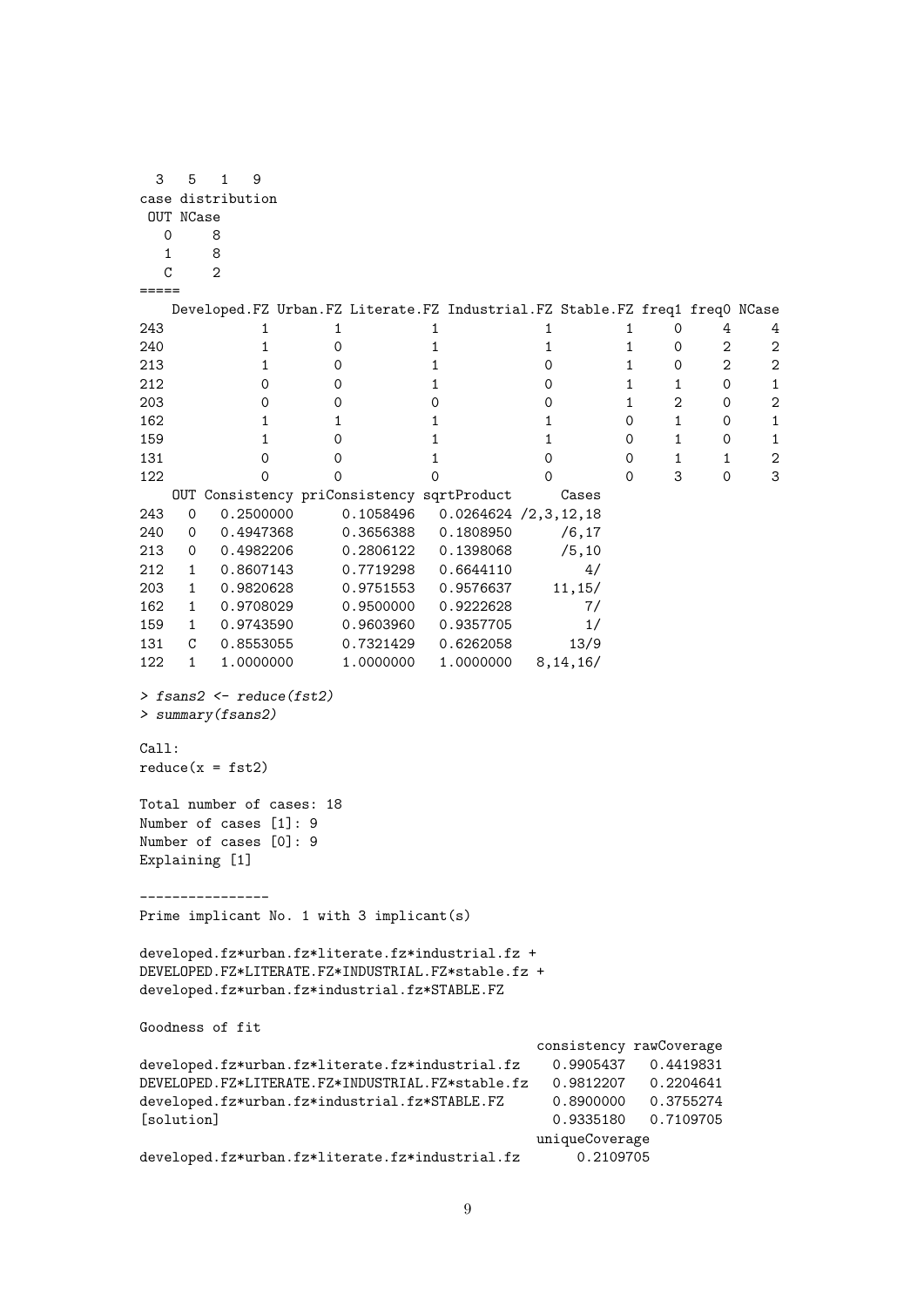```
  3   5   1   9
case distribution
 OUT NCase
   0     8
   1     8
   C     2
=====
    Developed.FZ Urban.FZ Literate.FZ Industrial.FZ Stable.FZ freq1 freq0 NCase
243            1        1           1             1         1     0     4     4
240            1        0           1             1         1     0     2     2
213            1        0           1             0         1     0     2     2
212            0        0           1             0         1     1     0     1
203            0        0           0             0         1     2     0     2
162            1        1           1             1         0     1     0     1
159            1        0           1             1         0     1     0     1
131            0        0           1             0         0     1     1     2
122            0        0           0             0         0     3     0     3
    OUT Consistency priConsistency sqrtProduct       Cases
243   0   0.2500000      0.1058496   0.0264624 /2,3,12,18
240   0   0.4947368      0.3656388   0.1808950      /6,17
213   0   0.4982206      0.2806122   0.1398068      /5,10
212   1   0.8607143      0.7719298   0.6644110         4/
203   1   0.9820628      0.9751553   0.9576637     11,15/
162   1   0.9708029      0.9500000   0.9222628         7/
159   1   0.9743590      0.9603960   0.9357705         1/
131   C   0.8553055      0.7321429   0.6262058       13/9
122   1   1.0000000      1.0000000   1.0000000   8,14,16/

> fsans2 <- reduce(fst2)
> summary(fsans2)

Call:
reduce(x = fst2)

Total number of cases: 18
Number of cases [1]: 9
Number of cases [0]: 9
Explaining [1]

----------------
Prime implicant No. 1 with 3 implicant(s)

developed.fz*urban.fz*literate.fz*industrial.fz +
DEVELOPED.FZ*LITERATE.FZ*INDUSTRIAL.FZ*stable.fz +
developed.fz*urban.fz*industrial.fz*STABLE.FZ

Goodness of fit
                                                consistency rawCoverage
developed.fz*urban.fz*literate.fz*industrial.fz    0.9905437   0.4419831
DEVELOPED.FZ*LITERATE.FZ*INDUSTRIAL.FZ*stable.fz   0.9812207   0.2204641
developed.fz*urban.fz*industrial.fz*STABLE.FZ      0.8900000   0.3755274
[solution]                                         0.9335180   0.7109705
                                                uniqueCoverage
developed.fz*urban.fz*literate.fz*industrial.fz      0.2109705
```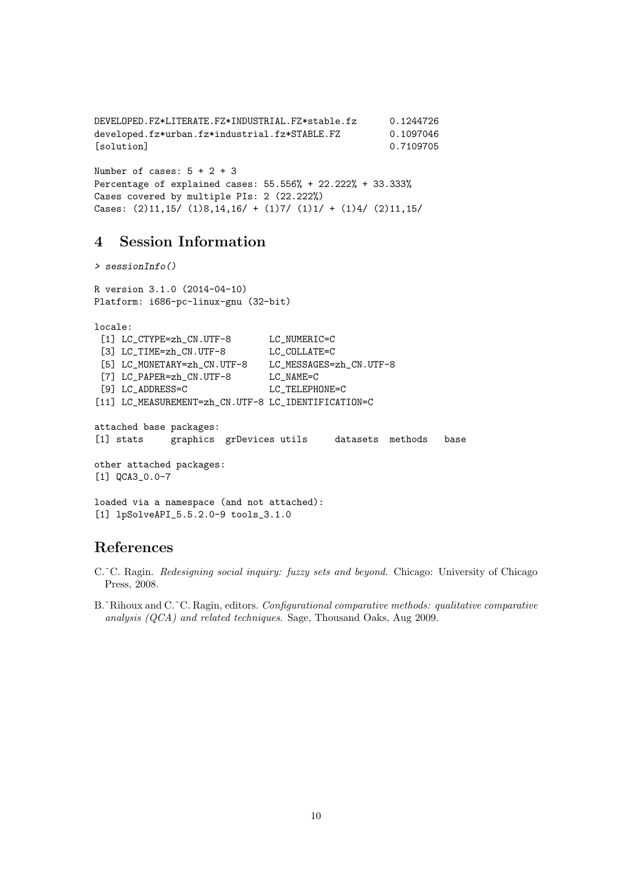```
DEVELOPED.FZ*LITERATE.FZ*INDUSTRIAL.FZ*stable.fz      0.1244726
developed.fz*urban.fz*industrial.fz*STABLE.FZ         0.1097046
[solution]                                            0.7109705

Number of cases: 5 + 2 + 3
Percentage of explained cases: 55.556% + 22.222% + 33.333%
Cases covered by multiple PIs: 2 (22.222%)
Cases: (2)11,15/ (1)8,14,16/ + (1)7/ (1)1/ + (1)4/ (2)11,15/
```

# 4 Session Information

```
> sessionInfo()

R version 3.1.0 (2014-04-10)
Platform: i686-pc-linux-gnu (32-bit)

locale:
 [1] LC_CTYPE=zh_CN.UTF-8       LC_NUMERIC=C
 [3] LC_TIME=zh_CN.UTF-8        LC_COLLATE=C
 [5] LC_MONETARY=zh_CN.UTF-8    LC_MESSAGES=zh_CN.UTF-8
 [7] LC_PAPER=zh_CN.UTF-8       LC_NAME=C
 [9] LC_ADDRESS=C               LC_TELEPHONE=C
[11] LC_MEASUREMENT=zh_CN.UTF-8 LC_IDENTIFICATION=C

attached base packages:
[1] stats     graphics  grDevices utils     datasets  methods   base

other attached packages:
[1] QCA3_0.0-7

loaded via a namespace (and not attached):
[1] lpSolveAPI_5.5.2.0-9 tools_3.1.0
```

# References

C.~C. Ragin. *Redesigning social inquiry: fuzzy sets and beyond*. Chicago: University of Chicago Press, 2008.

B.~Rihoux and C.~C. Ragin, editors. *Configurational comparative methods: qualitative comparative analysis (QCA) and related techniques*. Sage, Thousand Oaks, Aug 2009.